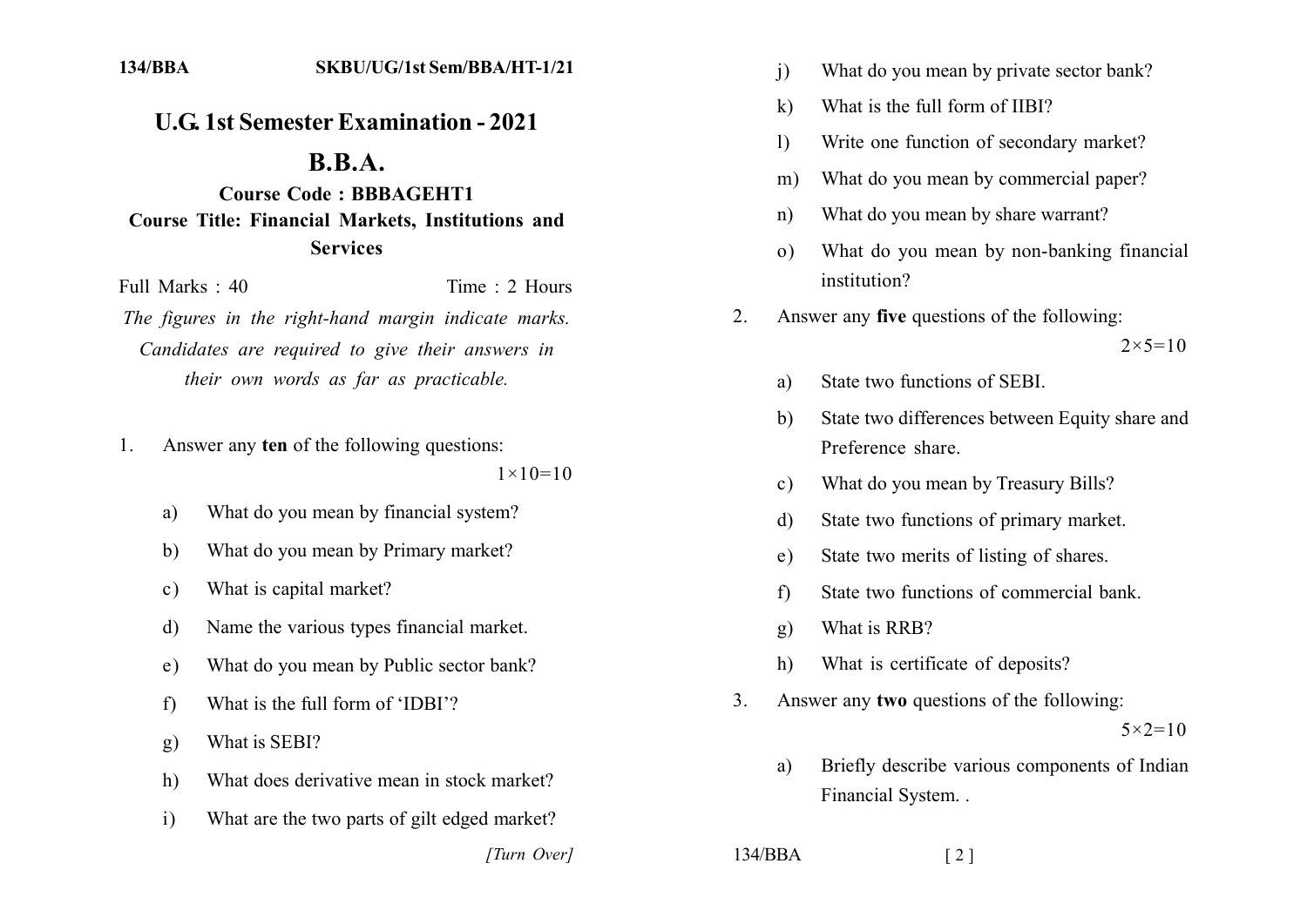134/BBA SKBU/UG/1st Sem/BBA/HT-1/21

# U.G. 1st Semester Examination - 2021

## B.B.A.

**Course Code : BBBAGEHT1**

**Course Title: Financial Markets, Institutions and Services**

Full Marks : 40 Time : 2 Hours

*The figures in the right-hand margin indicate marks. Candidates are required to give their answers in their own words as far as practicable.*

1. Answer any **ten** of the following questions: $1 \times 10 = 10$

   a) What do you mean by financial system?

   b) What do you mean by Primary market?

   c) What is capital market?

   d) Name the various types financial market.

   e) What do you mean by Public sector bank?

   f) What is the full form of 'IDBI'?

   g) What is SEBI?

   h) What does derivative mean in stock market?

   i) What are the two parts of gilt edged market?

   j) What do you mean by private sector bank?

   k) What is the full form of IIBI?

   l) Write one function of secondary market?

   m) What do you mean by commercial paper?

   n) What do you mean by share warrant?

   o) What do you mean by non-banking financial institution?

2. Answer any **five** questions of the following: $2 \times 5 = 10$

   a) State two functions of SEBI.

   b) State two differences between Equity share and Preference share.

   c) What do you mean by Treasury Bills?

   d) State two functions of primary market.

   e) State two merits of listing of shares.

   f) State two functions of commercial bank.

   g) What is RRB?

   h) What is certificate of deposits?

3. Answer any **two** questions of the following: $5 \times 2 = 10$

   a) Briefly describe various components of Indian Financial System. .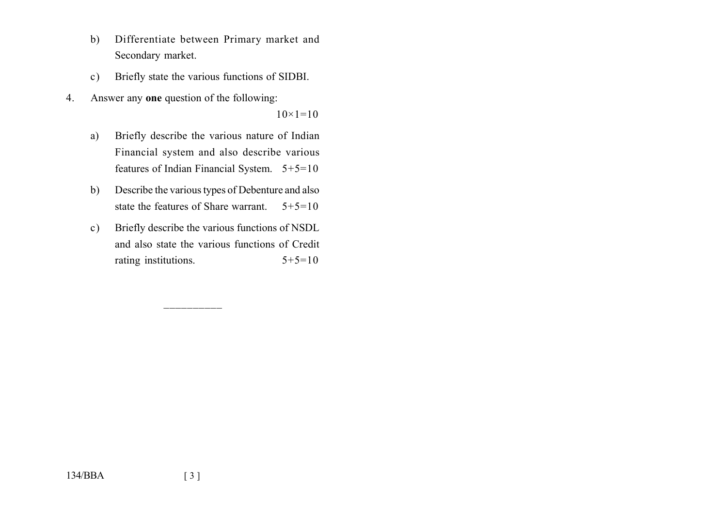b) Differentiate between Primary market and Secondary market.

c) Briefly state the various functions of SIDBI.

4. Answer any **one** question of the following: 10×1=10

a) Briefly describe the various nature of Indian Financial system and also describe various features of Indian Financial System. 5+5=10

b) Describe the various types of Debenture and also state the features of Share warrant. 5+5=10

c) Briefly describe the various functions of NSDL and also state the various functions of Credit rating institutions. 5+5=10

———————